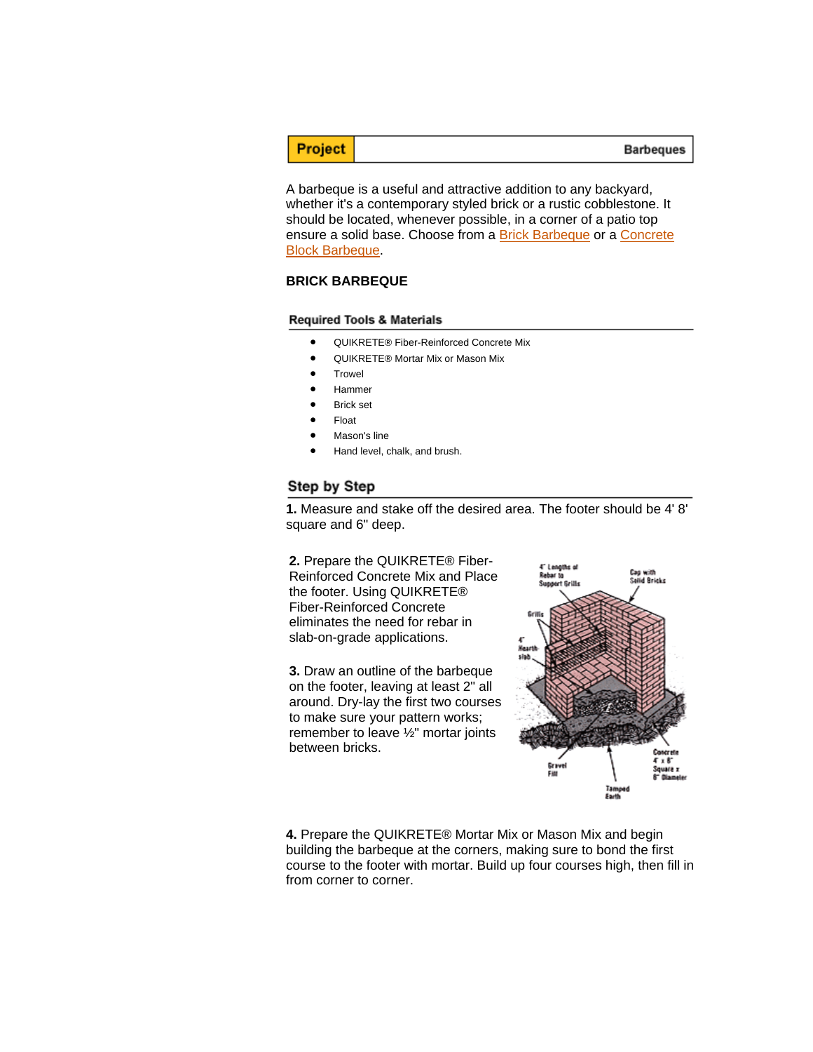| **Project** | **Barbeques** |
|---|---|

A barbeque is a useful and attractive addition to any backyard, whether it's a contemporary styled brick or a rustic cobblestone. It should be located, whenever possible, in a corner of a patio top ensure a solid base. Choose from a Brick Barbeque or a Concrete Block Barbeque.

**BRICK BARBEQUE**

### Required Tools & Materials

- QUIKRETE® Fiber-Reinforced Concrete Mix
- QUIKRETE® Mortar Mix or Mason Mix
- Trowel
- Hammer
- Brick set
- Float
- Mason's line
- Hand level, chalk, and brush.

## Step by Step

**1.** Measure and stake off the desired area. The footer should be 4' 8' square and 6" deep.

**2.** Prepare the QUIKRETE® Fiber-Reinforced Concrete Mix and Place the footer. Using QUIKRETE® Fiber-Reinforced Concrete eliminates the need for rebar in slab-on-grade applications.

**3.** Draw an outline of the barbeque on the footer, leaving at least 2" all around. Dry-lay the first two courses to make sure your pattern works; remember to leave ½" mortar joints between bricks.

**4.** Prepare the QUIKRETE® Mortar Mix or Mason Mix and begin building the barbeque at the corners, making sure to bond the first course to the footer with mortar. Build up four courses high, then fill in from corner to corner.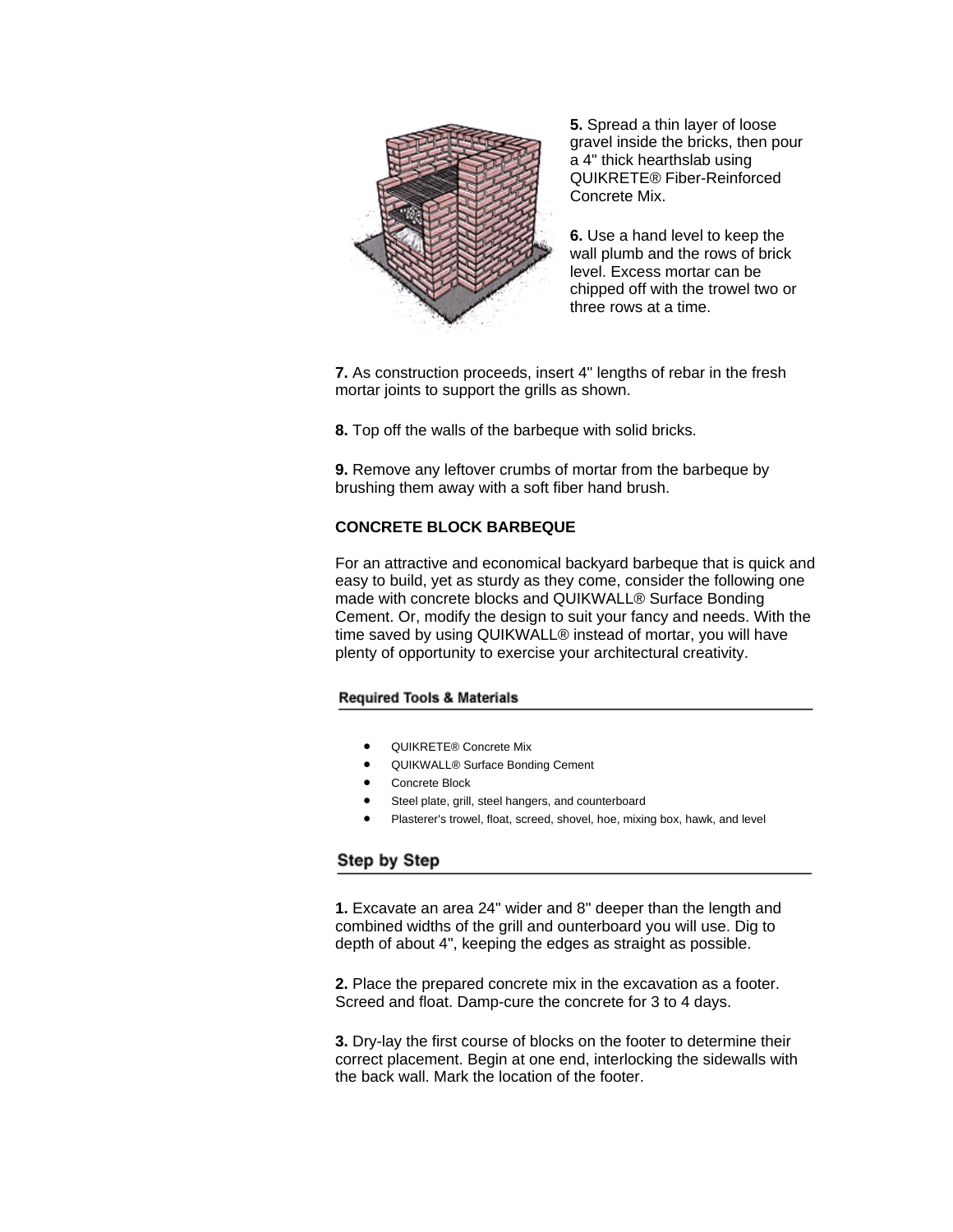**5.** Spread a thin layer of loose gravel inside the bricks, then pour a 4" thick hearthslab using QUIKRETE® Fiber-Reinforced Concrete Mix.

**6.** Use a hand level to keep the wall plumb and the rows of brick level. Excess mortar can be chipped off with the trowel two or three rows at a time.

**7.** As construction proceeds, insert 4" lengths of rebar in the fresh mortar joints to support the grills as shown.

**8.** Top off the walls of the barbeque with solid bricks.

**9.** Remove any leftover crumbs of mortar from the barbeque by brushing them away with a soft fiber hand brush.

**CONCRETE BLOCK BARBEQUE**

For an attractive and economical backyard barbeque that is quick and easy to build, yet as sturdy as they come, consider the following one made with concrete blocks and QUIKWALL® Surface Bonding Cement. Or, modify the design to suit your fancy and needs. With the time saved by using QUIKWALL® instead of mortar, you will have plenty of opportunity to exercise your architectural creativity.

### Required Tools & Materials

- QUIKRETE® Concrete Mix
- QUIKWALL® Surface Bonding Cement
- Concrete Block
- Steel plate, grill, steel hangers, and counterboard
- Plasterer's trowel, float, screed, shovel, hoe, mixing box, hawk, and level

### Step by Step

**1.** Excavate an area 24" wider and 8" deeper than the length and combined widths of the grill and ounterboard you will use. Dig to depth of about 4", keeping the edges as straight as possible.

**2.** Place the prepared concrete mix in the excavation as a footer. Screed and float. Damp-cure the concrete for 3 to 4 days.

**3.** Dry-lay the first course of blocks on the footer to determine their correct placement. Begin at one end, interlocking the sidewalls with the back wall. Mark the location of the footer.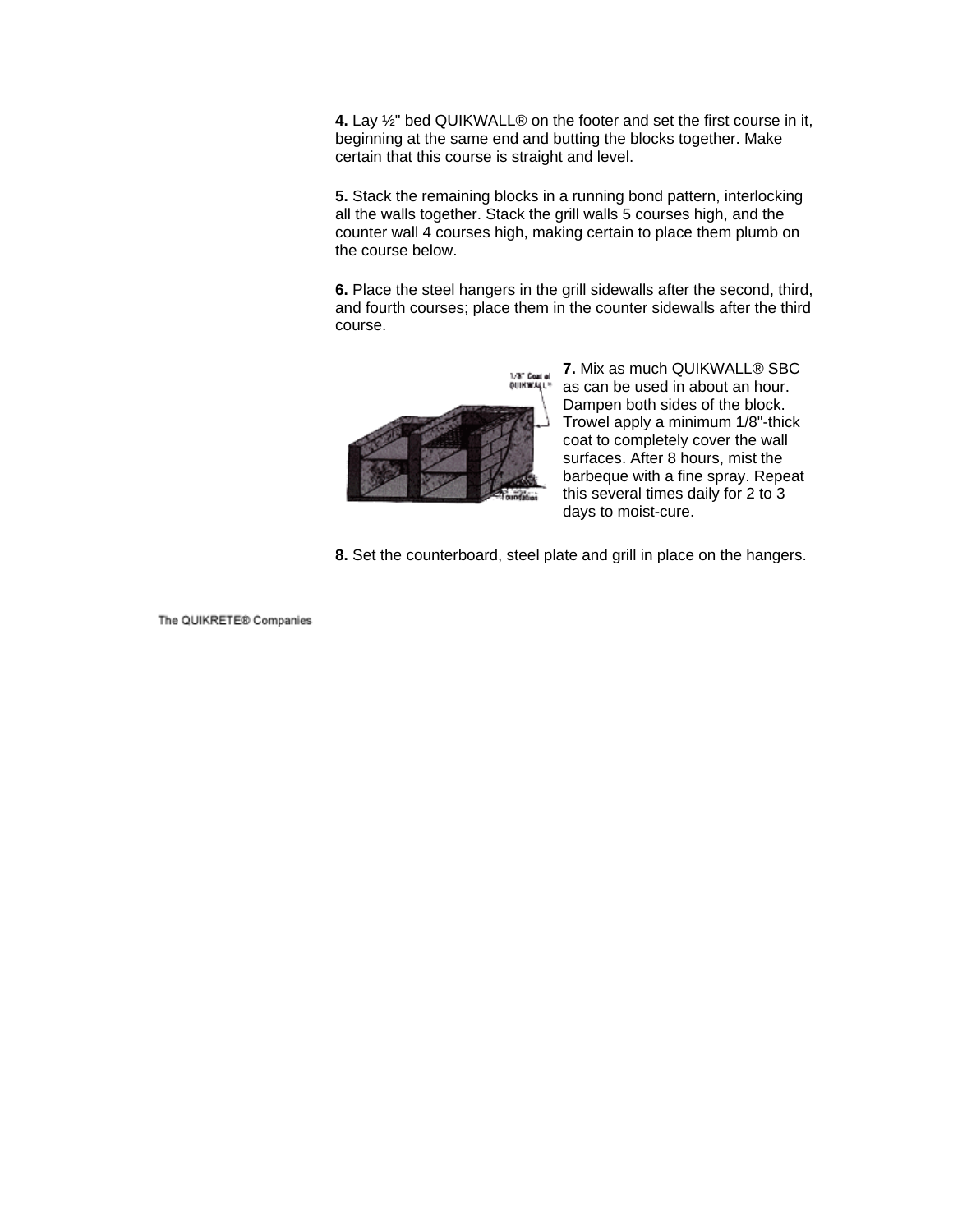**4.** Lay ½" bed QUIKWALL® on the footer and set the first course in it, beginning at the same end and butting the blocks together. Make certain that this course is straight and level.

**5.** Stack the remaining blocks in a running bond pattern, interlocking all the walls together. Stack the grill walls 5 courses high, and the counter wall 4 courses high, making certain to place them plumb on the course below.

**6.** Place the steel hangers in the grill sidewalls after the second, third, and fourth courses; place them in the counter sidewalls after the third course.

1/8" Coat of QUIKWALL®

Foundation

**7.** Mix as much QUIKWALL® SBC as can be used in about an hour. Dampen both sides of the block. Trowel apply a minimum 1/8"-thick coat to completely cover the wall surfaces. After 8 hours, mist the barbeque with a fine spray. Repeat this several times daily for 2 to 3 days to moist-cure.

**8.** Set the counterboard, steel plate and grill in place on the hangers.

The QUIKRETE® Companies